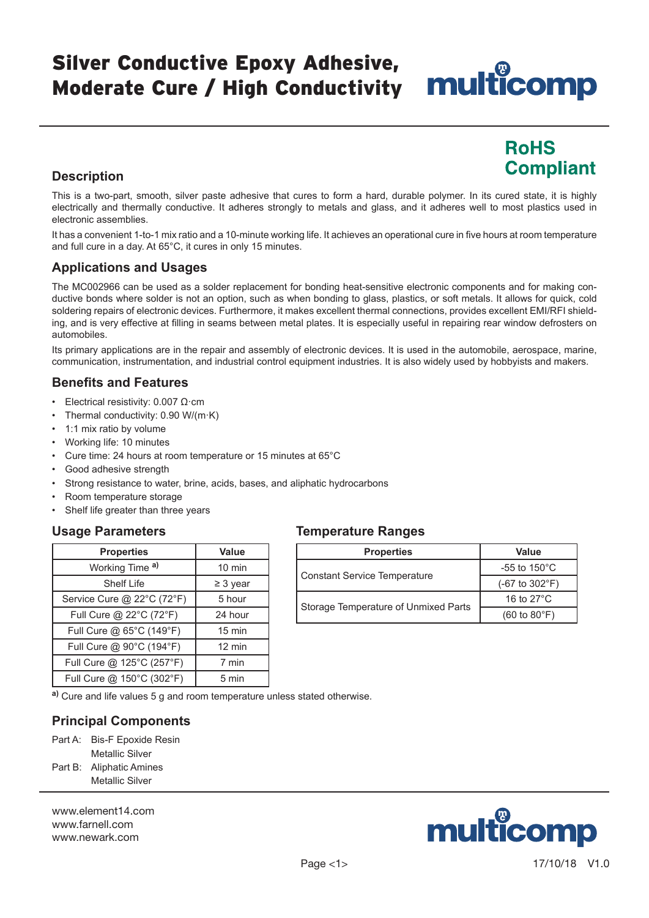# Silver Conductive Epoxy Adhesive, Moderate Cure / High Conductivity

multicomp

**RoHS Compliant**

## Description

This is a two-part, smooth, silver paste adhesive that cures to form a hard, durable polymer. In its cured state, it is highly electrically and thermally conductive. It adheres strongly to metals and glass, and it adheres well to most plastics used in electronic assemblies.

It has a convenient 1-to-1 mix ratio and a 10-minute working life. It achieves an operational cure in five hours at room temperature and full cure in a day. At 65°C, it cures in only 15 minutes.

## Applications and Usages

The MC002966 can be used as a solder replacement for bonding heat-sensitive electronic components and for making conductive bonds where solder is not an option, such as when bonding to glass, plastics, or soft metals. It allows for quick, cold soldering repairs of electronic devices. Furthermore, it makes excellent thermal connections, provides excellent EMI/RFI shielding, and is very effective at filling in seams between metal plates. It is especially useful in repairing rear window defrosters on automobiles.

Its primary applications are in the repair and assembly of electronic devices. It is used in the automobile, aerospace, marine, communication, instrumentation, and industrial control equipment industries. It is also widely used by hobbyists and makers.

## Benefits and Features

- Electrical resistivity: 0.007 Ω·cm
- Thermal conductivity: 0.90 W/(m·K)
- 1:1 mix ratio by volume
- Working life: 10 minutes
- Cure time: 24 hours at room temperature or 15 minutes at 65°C
- Good adhesive strength
- Strong resistance to water, brine, acids, bases, and aliphatic hydrocarbons
- Room temperature storage
- Shelf life greater than three years

## Usage Parameters

| Properties | Value |
|---|---|
| Working Time [a] | 10 min |
| Shelf Life | ≥ 3 year |
| Service Cure @ 22°C (72°F) | 5 hour |
| Full Cure @ 22°C (72°F) | 24 hour |
| Full Cure @ 65°C (149°F) | 15 min |
| Full Cure @ 90°C (194°F) | 12 min |
| Full Cure @ 125°C (257°F) | 7 min |
| Full Cure @ 150°C (302°F) | 5 min |

[a] Cure and life values 5 g and room temperature unless stated otherwise.

## Temperature Ranges

| Properties | Value |
|---|---|
| Constant Service Temperature | -55 to 150°C (-67 to 302°F) |
| Storage Temperature of Unmixed Parts | 16 to 27°C (60 to 80°F) |

## Principal Components

Part A: Bis-F Epoxide Resin
Metallic Silver

Part B: Aliphatic Amines
Metallic Silver

www.element14.com
www.farnell.com
www.newark.com

17/10/18 V1.0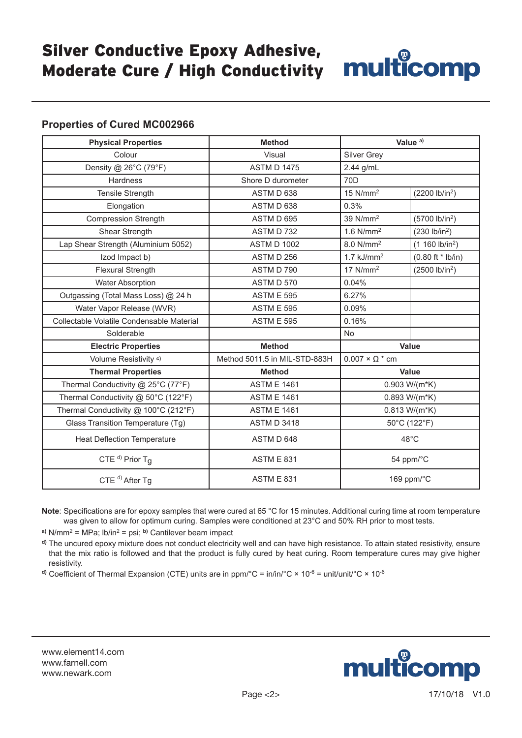# Silver Conductive Epoxy Adhesive, Moderate Cure / High Conductivity

## Properties of Cured MC002966

| Physical Properties | Method | Value [a)] | |
|---|---|---|---|
| Colour | Visual | Silver Grey | |
| Density @ 26°C (79°F) | ASTM D 1475 | 2.44 g/mL | |
| Hardness | Shore D durometer | 70D | |
| Tensile Strength | ASTM D 638 | 15 N/mm$^2$ | (2200 lb/in$^2$) |
| Elongation | ASTM D 638 | 0.3% | |
| Compression Strength | ASTM D 695 | 39 N/mm$^2$ | (5700 lb/in$^2$) |
| Shear Strength | ASTM D 732 | 1.6 N/mm$^2$ | (230 lb/in$^2$) |
| Lap Shear Strength (Aluminium 5052) | ASTM D 1002 | 8.0 N/mm$^2$ | (1 160 lb/in$^2$) |
| Izod Impact b) | ASTM D 256 | 1.7 kJ/mm$^2$ | (0.80 ft * lb/in) |
| Flexural Strength | ASTM D 790 | 17 N/mm$^2$ | (2500 lb/in$^2$) |
| Water Absorption | ASTM D 570 | 0.04% | |
| Outgassing (Total Mass Loss) @ 24 h | ASTM E 595 | 6.27% | |
| Water Vapor Release (WVR) | ASTM E 595 | 0.09% | |
| Collectable Volatile Condensable Material | ASTM E 595 | 0.16% | |
| Solderable | | No | |
| **Electric Properties** | **Method** | **Value** | |
| Volume Resistivity [c)] | Method 5011.5 in MIL-STD-883H | 0.007 × Ω * cm | |
| **Thermal Properties** | **Method** | **Value** | |
| Thermal Conductivity @ 25°C (77°F) | ASTM E 1461 | 0.903 W/(m*K) | |
| Thermal Conductivity @ 50°C (122°F) | ASTM E 1461 | 0.893 W/(m*K) | |
| Thermal Conductivity @ 100°C (212°F) | ASTM E 1461 | 0.813 W/(m*K) | |
| Glass Transition Temperature (Tg) | ASTM D 3418 | 50°C (122°F) | |
| Heat Deflection Temperature | ASTM D 648 | 48°C | |
| CTE [d)] Prior $T_g$ | ASTM E 831 | 54 ppm/°C | |
| CTE [d)] After Tg | ASTM E 831 | 169 ppm/°C | |

**Note**: Specifications are for epoxy samples that were cured at 65 °C for 15 minutes. Additional curing time at room temperature was given to allow for optimum curing. Samples were conditioned at 23°C and 50% RH prior to most tests.

[a)] N/mm$^2$ = MPa; lb/in$^2$ = psi; [b)] Cantilever beam impact

[d)] The uncured epoxy mixture does not conduct electricity well and can have high resistance. To attain stated resistivity, ensure that the mix ratio is followed and that the product is fully cured by heat curing. Room temperature cures may give higher resistivity.

[d)] Coefficient of Thermal Expansion (CTE) units are in ppm/°C = in/in/°C × $10^{-6}$ = unit/unit/°C × $10^{-6}$

www.element14.com
www.farnell.com
www.newark.com

17/10/18 V1.0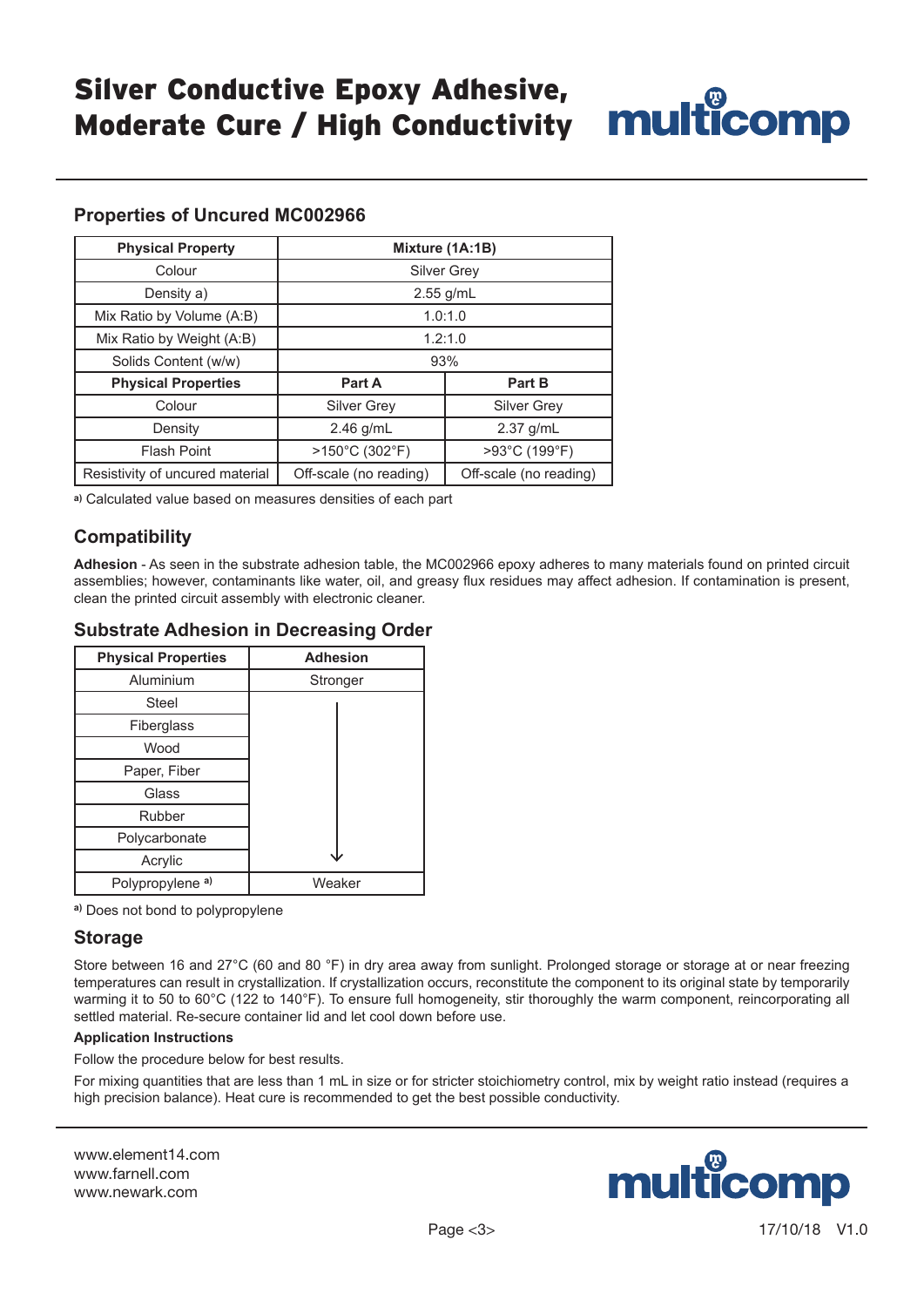# Silver Conductive Epoxy Adhesive, Moderate Cure / High Conductivity

## Properties of Uncured MC002966

| Physical Property | Mixture (1A:1B) | |
|---|---|---|
| Colour | Silver Grey | |
| Density a) | 2.55 g/mL | |
| Mix Ratio by Volume (A:B) | 1.0:1.0 | |
| Mix Ratio by Weight (A:B) | 1.2:1.0 | |
| Solids Content (w/w) | 93% | |
| **Physical Properties** | **Part A** | **Part B** |
| Colour | Silver Grey | Silver Grey |
| Density | 2.46 g/mL | 2.37 g/mL |
| Flash Point | >150°C (302°F) | >93°C (199°F) |
| Resistivity of uncured material | Off-scale (no reading) | Off-scale (no reading) |

a) Calculated value based on measures densities of each part

## Compatibility

**Adhesion** - As seen in the substrate adhesion table, the MC002966 epoxy adheres to many materials found on printed circuit assemblies; however, contaminants like water, oil, and greasy flux residues may affect adhesion. If contamination is present, clean the printed circuit assembly with electronic cleaner.

## Substrate Adhesion in Decreasing Order

| Physical Properties | Adhesion |
|---|---|
| Aluminium | Stronger |
| Steel | ↓ |
| Fiberglass | |
| Wood | |
| Paper, Fiber | |
| Glass | |
| Rubber | |
| Polycarbonate | |
| Acrylic | |
| Polypropylene a) | Weaker |

a) Does not bond to polypropylene

## Storage

Store between 16 and 27°C (60 and 80 °F) in dry area away from sunlight. Prolonged storage or storage at or near freezing temperatures can result in crystallization. If crystallization occurs, reconstitute the component to its original state by temporarily warming it to 50 to 60°C (122 to 140°F). To ensure full homogeneity, stir thoroughly the warm component, reincorporating all settled material. Re-secure container lid and let cool down before use.

**Application Instructions**

Follow the procedure below for best results.

For mixing quantities that are less than 1 mL in size or for stricter stoichiometry control, mix by weight ratio instead (requires a high precision balance). Heat cure is recommended to get the best possible conductivity.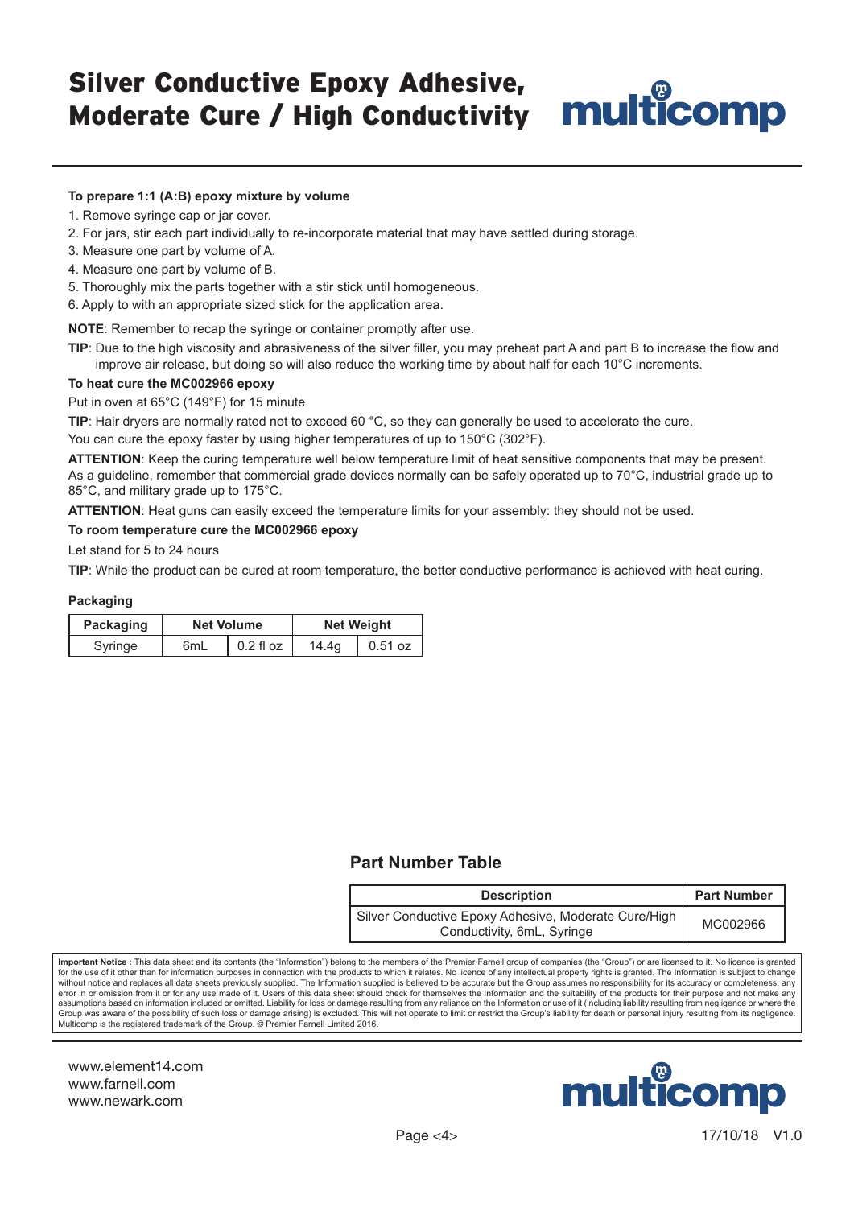# Silver Conductive Epoxy Adhesive, Moderate Cure / High Conductivity

**To prepare 1:1 (A:B) epoxy mixture by volume**

1. Remove syringe cap or jar cover.
2. For jars, stir each part individually to re-incorporate material that may have settled during storage.
3. Measure one part by volume of A.
4. Measure one part by volume of B.
5. Thoroughly mix the parts together with a stir stick until homogeneous.
6. Apply to with an appropriate sized stick for the application area.

**NOTE**: Remember to recap the syringe or container promptly after use.

**TIP**: Due to the high viscosity and abrasiveness of the silver filler, you may preheat part A and part B to increase the flow and improve air release, but doing so will also reduce the working time by about half for each 10°C increments.

**To heat cure the MC002966 epoxy**

Put in oven at 65°C (149°F) for 15 minute

**TIP**: Hair dryers are normally rated not to exceed 60 °C, so they can generally be used to accelerate the cure.

You can cure the epoxy faster by using higher temperatures of up to 150°C (302°F).

**ATTENTION**: Keep the curing temperature well below temperature limit of heat sensitive components that may be present. As a guideline, remember that commercial grade devices normally can be safely operated up to 70°C, industrial grade up to 85°C, and military grade up to 175°C.

**ATTENTION**: Heat guns can easily exceed the temperature limits for your assembly: they should not be used.

**To room temperature cure the MC002966 epoxy**

Let stand for 5 to 24 hours

**TIP**: While the product can be cured at room temperature, the better conductive performance is achieved with heat curing.

**Packaging**

| Packaging | Net Volume | | Net Weight | |
|---|---|---|---|---|
| Syringe | 6mL | 0.2 fl oz | 14.4g | 0.51 oz |

## Part Number Table

| Description | Part Number |
|---|---|
| Silver Conductive Epoxy Adhesive, Moderate Cure/High Conductivity, 6mL, Syringe | MC002966 |

**Important Notice :** This data sheet and its contents (the "Information") belong to the members of the Premier Farnell group of companies (the "Group") or are licensed to it. No licence is granted for the use of it other than for information purposes in connection with the products to which it relates. No licence of any intellectual property rights is granted. The Information is subject to change without notice and replaces all data sheets previously supplied. The Information supplied is believed to be accurate but the Group assumes no responsibility for its accuracy or completeness, any error in or omission from it or for any use made of it. Users of this data sheet should check for themselves the Information and the suitability of the products for their purpose and not make any assumptions based on information included or omitted. Liability for loss or damage resulting from any reliance on the Information or use of it (including liability resulting from negligence or where the Group was aware of the possibility of such loss or damage arising) is excluded. This will not operate to limit or restrict the Group's liability for death or personal injury resulting from its negligence. Multicomp is the registered trademark of the Group. © Premier Farnell Limited 2016.

www.element14.com
www.farnell.com
www.newark.com

17/10/18 V1.0